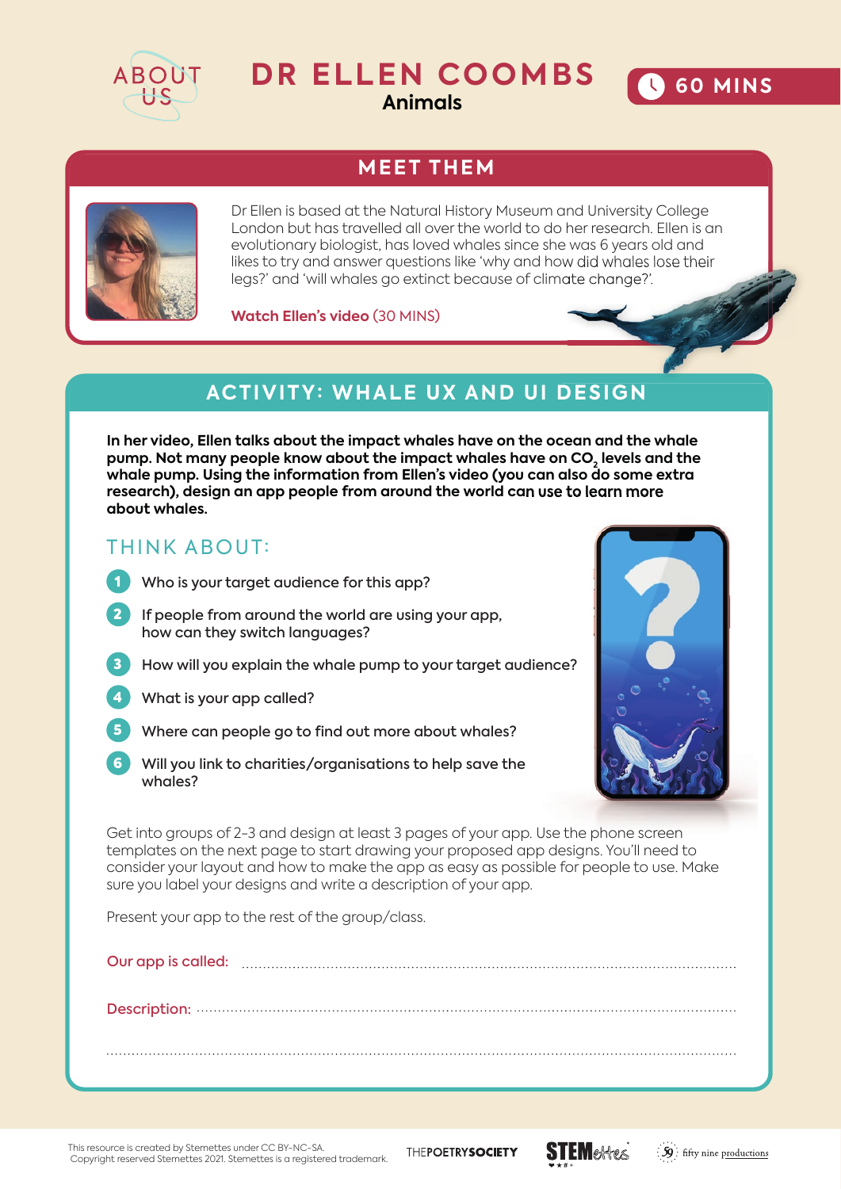ABOUT US

# DR ELLEN COOMBS

**Animals**

**60 MINS**

## MEET THEM

Dr Ellen is based at the Natural History Museum and University College London but has travelled all over the world to do her research. Ellen is an evolutionary biologist, has loved whales since she was 6 years old and likes to try and answer questions like 'why and how did whales lose their legs?' and 'will whales go extinct because of climate change?'.

**Watch Ellen's video** (30 MINS)

## ACTIVITY: WHALE UX AND UI DESIGN

**In her video, Ellen talks about the impact whales have on the ocean and the whale pump. Not many people know about the impact whales have on $CO_2$ levels and the whale pump. Using the information from Ellen's video (you can also do some extra research), design an app people from around the world can use to learn more about whales.**

### THINK ABOUT:

1. Who is your target audience for this app?
2. If people from around the world are using your app, how can they switch languages?
3. How will you explain the whale pump to your target audience?
4. What is your app called?
5. Where can people go to find out more about whales?
6. Will you link to charities/organisations to help save the whales?

Get into groups of 2-3 and design at least 3 pages of your app. Use the phone screen templates on the next page to start drawing your proposed app designs. You'll need to consider your layout and how to make the app as easy as possible for people to use. Make sure you label your designs and write a description of your app.

Present your app to the rest of the group/class.

Our app is called: ..........................................................................................

Description: ..........................................................................................

..........................................................................................

This resource is created by Stemettes under CC BY-NC-SA. Copyright reserved Stemettes 2021. Stemettes is a registered trademark.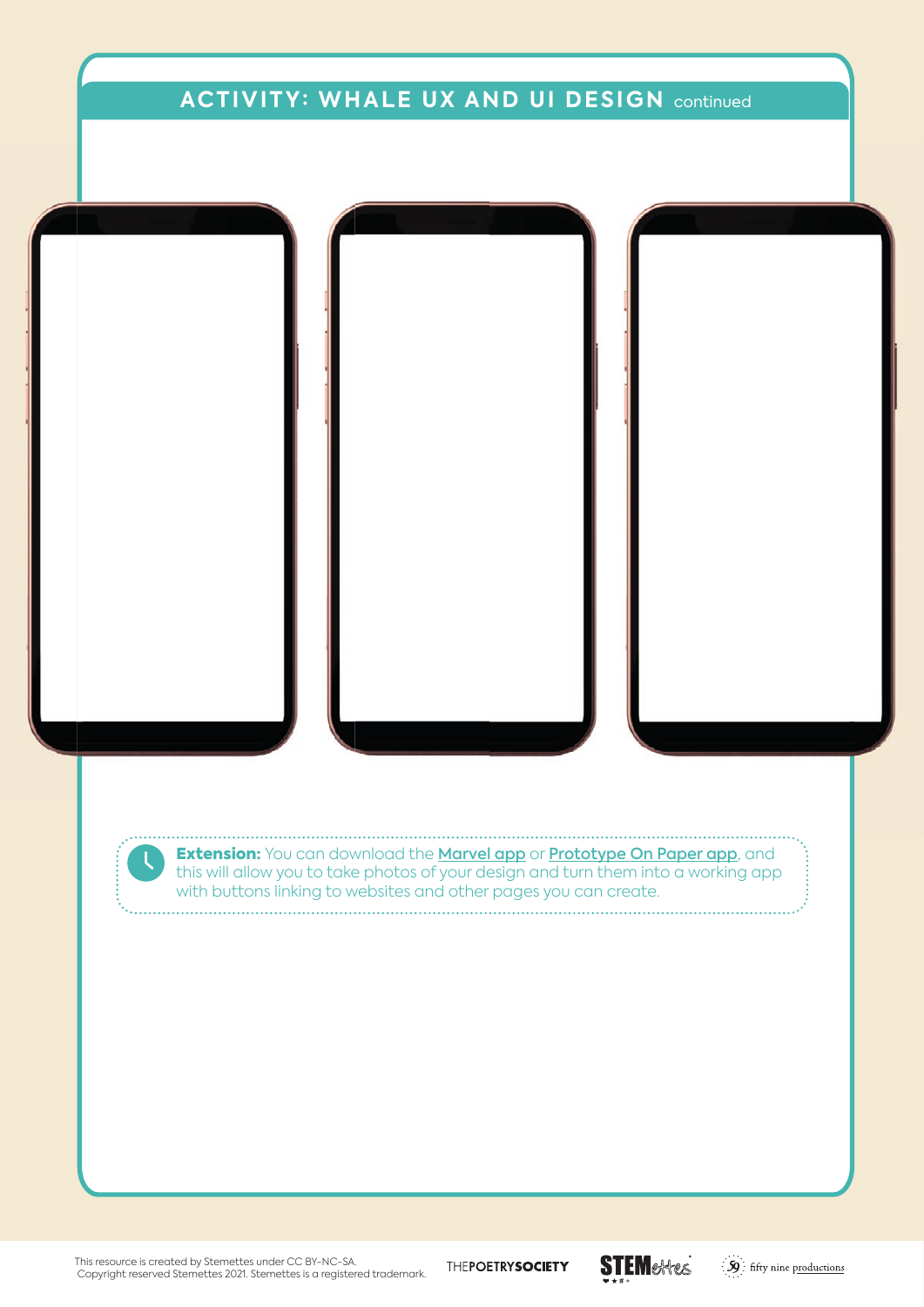## ACTIVITY: WHALE UX AND UI DESIGN continued

**Extension:** You can download the Marvel app or Prototype On Paper app, and this will allow you to take photos of your design and turn them into a working app with buttons linking to websites and other pages you can create.

This resource is created by Stemettes under CC BY-NC-SA.
Copyright reserved Stemettes 2021. Stemettes is a registered trademark.

THEPOETRYSOCIETY STEMettes fifty nine productions